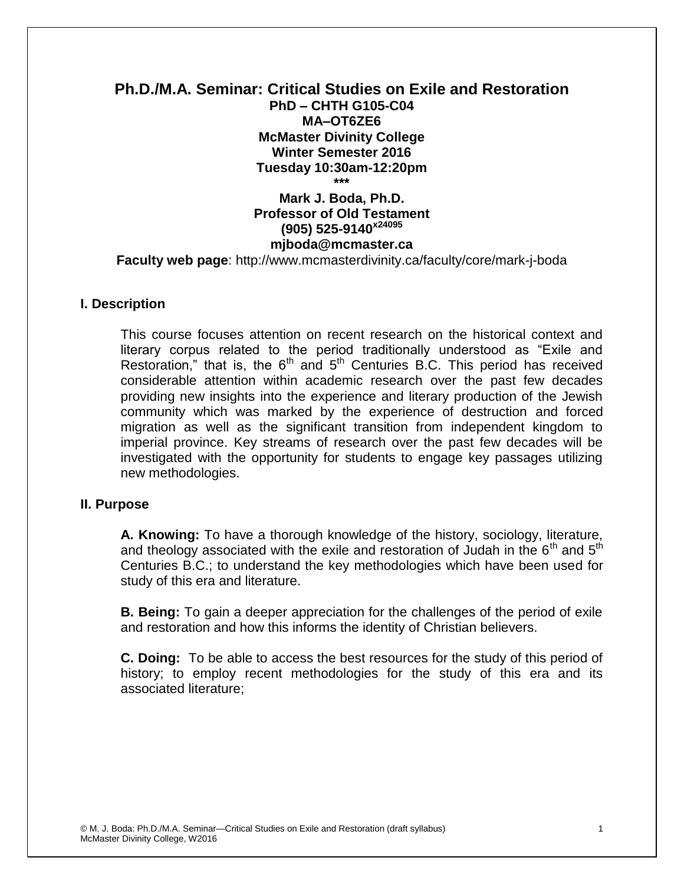# Ph.D./M.A. Seminar: Critical Studies on Exile and Restoration

**PhD – CHTH G105-C04**
**MA–OT6ZE6**
**McMaster Divinity College**
**Winter Semester 2016**
**Tuesday 10:30am-12:20pm**

**\*\*\***

**Mark J. Boda, Ph.D.**
**Professor of Old Testament**
**(905) 525-9140[x24095]**
**mjboda@mcmaster.ca**

**Faculty web page**: http://www.mcmasterdivinity.ca/faculty/core/mark-j-boda

## I. Description

This course focuses attention on recent research on the historical context and literary corpus related to the period traditionally understood as "Exile and Restoration," that is, the 6th and 5th Centuries B.C. This period has received considerable attention within academic research over the past few decades providing new insights into the experience and literary production of the Jewish community which was marked by the experience of destruction and forced migration as well as the significant transition from independent kingdom to imperial province. Key streams of research over the past few decades will be investigated with the opportunity for students to engage key passages utilizing new methodologies.

## II. Purpose

**A. Knowing:** To have a thorough knowledge of the history, sociology, literature, and theology associated with the exile and restoration of Judah in the 6th and 5th Centuries B.C.; to understand the key methodologies which have been used for study of this era and literature.

**B. Being:** To gain a deeper appreciation for the challenges of the period of exile and restoration and how this informs the identity of Christian believers.

**C. Doing:** To be able to access the best resources for the study of this period of history; to employ recent methodologies for the study of this era and its associated literature;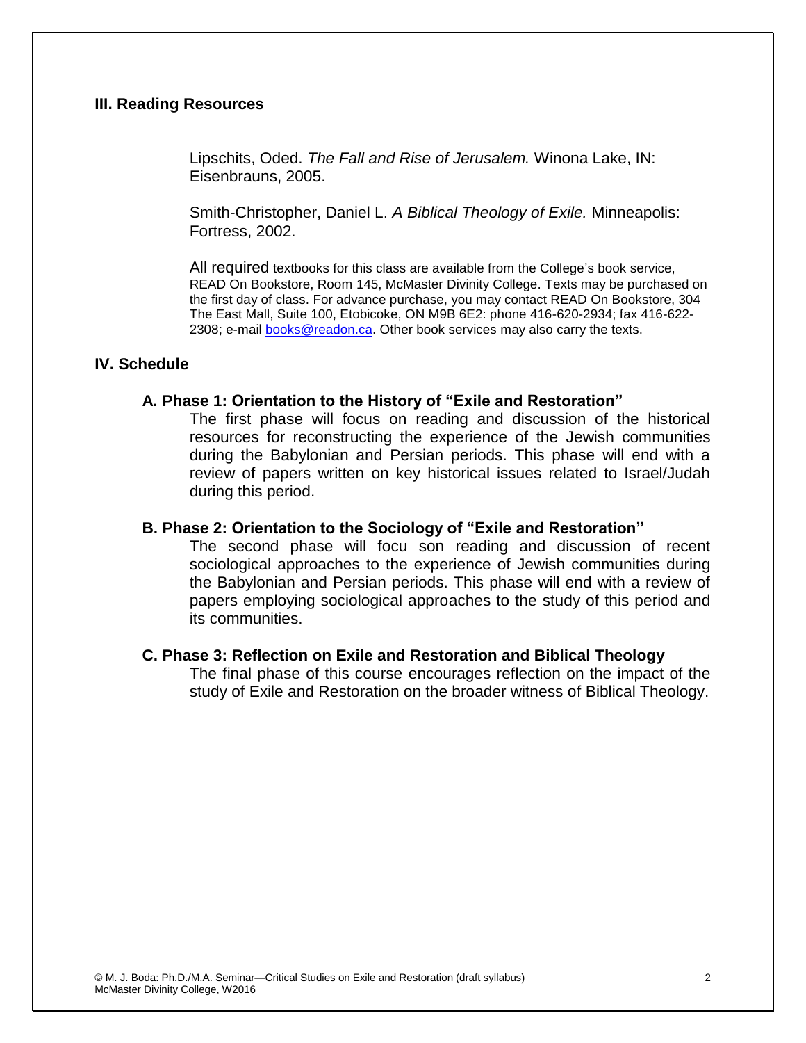## III. Reading Resources

Lipschits, Oded. *The Fall and Rise of Jerusalem.* Winona Lake, IN: Eisenbrauns, 2005.

Smith-Christopher, Daniel L. *A Biblical Theology of Exile.* Minneapolis: Fortress, 2002.

All required textbooks for this class are available from the College's book service, READ On Bookstore, Room 145, McMaster Divinity College. Texts may be purchased on the first day of class. For advance purchase, you may contact READ On Bookstore, 304 The East Mall, Suite 100, Etobicoke, ON M9B 6E2: phone 416-620-2934; fax 416-622-2308; e-mail books@readon.ca. Other book services may also carry the texts.

## IV. Schedule

### A. Phase 1: Orientation to the History of "Exile and Restoration"

The first phase will focus on reading and discussion of the historical resources for reconstructing the experience of the Jewish communities during the Babylonian and Persian periods. This phase will end with a review of papers written on key historical issues related to Israel/Judah during this period.

### B. Phase 2: Orientation to the Sociology of "Exile and Restoration"

The second phase will focu son reading and discussion of recent sociological approaches to the experience of Jewish communities during the Babylonian and Persian periods. This phase will end with a review of papers employing sociological approaches to the study of this period and its communities.

### C. Phase 3: Reflection on Exile and Restoration and Biblical Theology

The final phase of this course encourages reflection on the impact of the study of Exile and Restoration on the broader witness of Biblical Theology.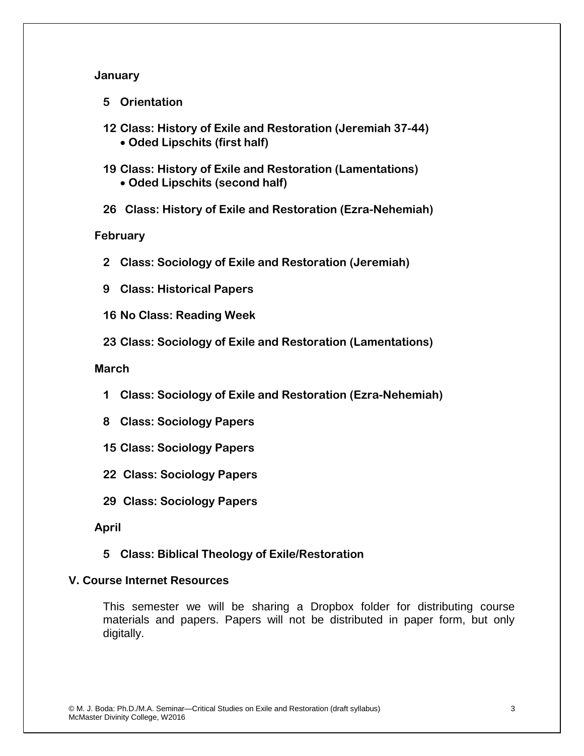**January**

**5 Orientation**

**12 Class: History of Exile and Restoration (Jeremiah 37-44)**
- **Oded Lipschits (first half)**

**19 Class: History of Exile and Restoration (Lamentations)**
- **Oded Lipschits (second half)**

**26 Class: History of Exile and Restoration (Ezra-Nehemiah)**

**February**

**2 Class: Sociology of Exile and Restoration (Jeremiah)**

**9 Class: Historical Papers**

**16 No Class: Reading Week**

**23 Class: Sociology of Exile and Restoration (Lamentations)**

**March**

**1 Class: Sociology of Exile and Restoration (Ezra-Nehemiah)**

**8 Class: Sociology Papers**

**15 Class: Sociology Papers**

**22 Class: Sociology Papers**

**29 Class: Sociology Papers**

**April**

**5 Class: Biblical Theology of Exile/Restoration**

## V. Course Internet Resources

This semester we will be sharing a Dropbox folder for distributing course materials and papers. Papers will not be distributed in paper form, but only digitally.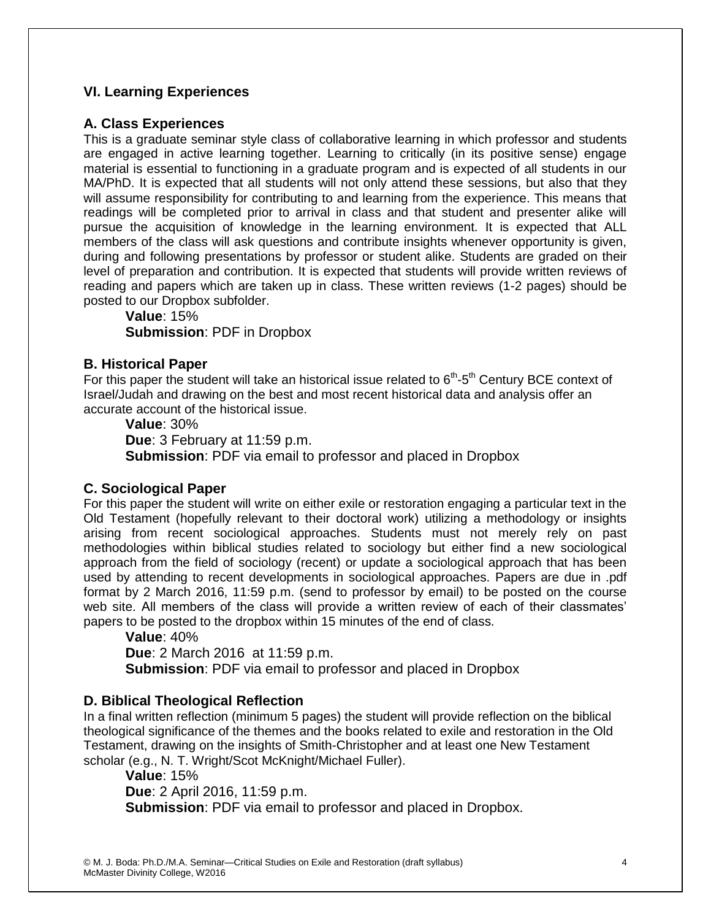## VI. Learning Experiences

### A. Class Experiences

This is a graduate seminar style class of collaborative learning in which professor and students are engaged in active learning together. Learning to critically (in its positive sense) engage material is essential to functioning in a graduate program and is expected of all students in our MA/PhD. It is expected that all students will not only attend these sessions, but also that they will assume responsibility for contributing to and learning from the experience. This means that readings will be completed prior to arrival in class and that student and presenter alike will pursue the acquisition of knowledge in the learning environment. It is expected that ALL members of the class will ask questions and contribute insights whenever opportunity is given, during and following presentations by professor or student alike. Students are graded on their level of preparation and contribution. It is expected that students will provide written reviews of reading and papers which are taken up in class. These written reviews (1-2 pages) should be posted to our Dropbox subfolder.

**Value**: 15%
**Submission**: PDF in Dropbox

### B. Historical Paper

For this paper the student will take an historical issue related to 6th-5th Century BCE context of Israel/Judah and drawing on the best and most recent historical data and analysis offer an accurate account of the historical issue.

**Value**: 30%
**Due**: 3 February at 11:59 p.m.
**Submission**: PDF via email to professor and placed in Dropbox

### C. Sociological Paper

For this paper the student will write on either exile or restoration engaging a particular text in the Old Testament (hopefully relevant to their doctoral work) utilizing a methodology or insights arising from recent sociological approaches. Students must not merely rely on past methodologies within biblical studies related to sociology but either find a new sociological approach from the field of sociology (recent) or update a sociological approach that has been used by attending to recent developments in sociological approaches. Papers are due in .pdf format by 2 March 2016, 11:59 p.m. (send to professor by email) to be posted on the course web site. All members of the class will provide a written review of each of their classmates' papers to be posted to the dropbox within 15 minutes of the end of class.

**Value**: 40%
**Due**: 2 March 2016 at 11:59 p.m.
**Submission**: PDF via email to professor and placed in Dropbox

### D. Biblical Theological Reflection

In a final written reflection (minimum 5 pages) the student will provide reflection on the biblical theological significance of the themes and the books related to exile and restoration in the Old Testament, drawing on the insights of Smith-Christopher and at least one New Testament scholar (e.g., N. T. Wright/Scot McKnight/Michael Fuller).

**Value**: 15%
**Due**: 2 April 2016, 11:59 p.m.
**Submission**: PDF via email to professor and placed in Dropbox.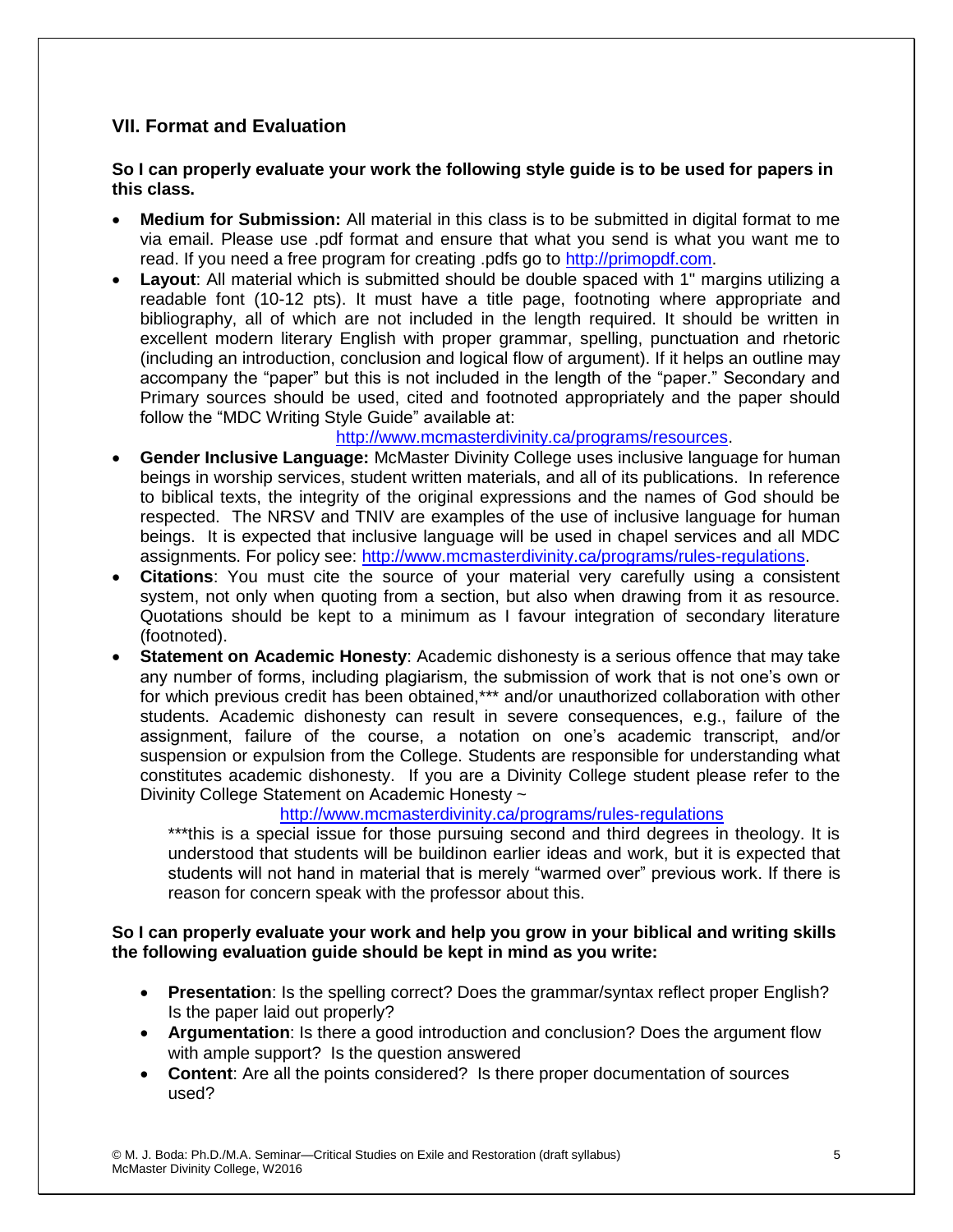## VII. Format and Evaluation

**So I can properly evaluate your work the following style guide is to be used for papers in this class.**

- **Medium for Submission:** All material in this class is to be submitted in digital format to me via email. Please use .pdf format and ensure that what you send is what you want me to read. If you need a free program for creating .pdfs go to http://primopdf.com.
- **Layout**: All material which is submitted should be double spaced with 1" margins utilizing a readable font (10-12 pts). It must have a title page, footnoting where appropriate and bibliography, all of which are not included in the length required. It should be written in excellent modern literary English with proper grammar, spelling, punctuation and rhetoric (including an introduction, conclusion and logical flow of argument). If it helps an outline may accompany the "paper" but this is not included in the length of the "paper." Secondary and Primary sources should be used, cited and footnoted appropriately and the paper should follow the "MDC Writing Style Guide" available at: http://www.mcmasterdivinity.ca/programs/resources.
- **Gender Inclusive Language:** McMaster Divinity College uses inclusive language for human beings in worship services, student written materials, and all of its publications. In reference to biblical texts, the integrity of the original expressions and the names of God should be respected. The NRSV and TNIV are examples of the use of inclusive language for human beings. It is expected that inclusive language will be used in chapel services and all MDC assignments. For policy see: http://www.mcmasterdivinity.ca/programs/rules-regulations.
- **Citations**: You must cite the source of your material very carefully using a consistent system, not only when quoting from a section, but also when drawing from it as resource. Quotations should be kept to a minimum as I favour integration of secondary literature (footnoted).
- **Statement on Academic Honesty**: Academic dishonesty is a serious offence that may take any number of forms, including plagiarism, the submission of work that is not one's own or for which previous credit has been obtained,*** and/or unauthorized collaboration with other students. Academic dishonesty can result in severe consequences, e.g., failure of the assignment, failure of the course, a notation on one's academic transcript, and/or suspension or expulsion from the College. Students are responsible for understanding what constitutes academic dishonesty. If you are a Divinity College student please refer to the Divinity College Statement on Academic Honesty ~ http://www.mcmasterdivinity.ca/programs/rules-regulations

  ***this is a special issue for those pursuing second and third degrees in theology. It is understood that students will be buildinon earlier ideas and work, but it is expected that students will not hand in material that is merely "warmed over" previous work. If there is reason for concern speak with the professor about this.

**So I can properly evaluate your work and help you grow in your biblical and writing skills the following evaluation guide should be kept in mind as you write:**

- **Presentation**: Is the spelling correct? Does the grammar/syntax reflect proper English? Is the paper laid out properly?
- **Argumentation**: Is there a good introduction and conclusion? Does the argument flow with ample support? Is the question answered
- **Content**: Are all the points considered? Is there proper documentation of sources used?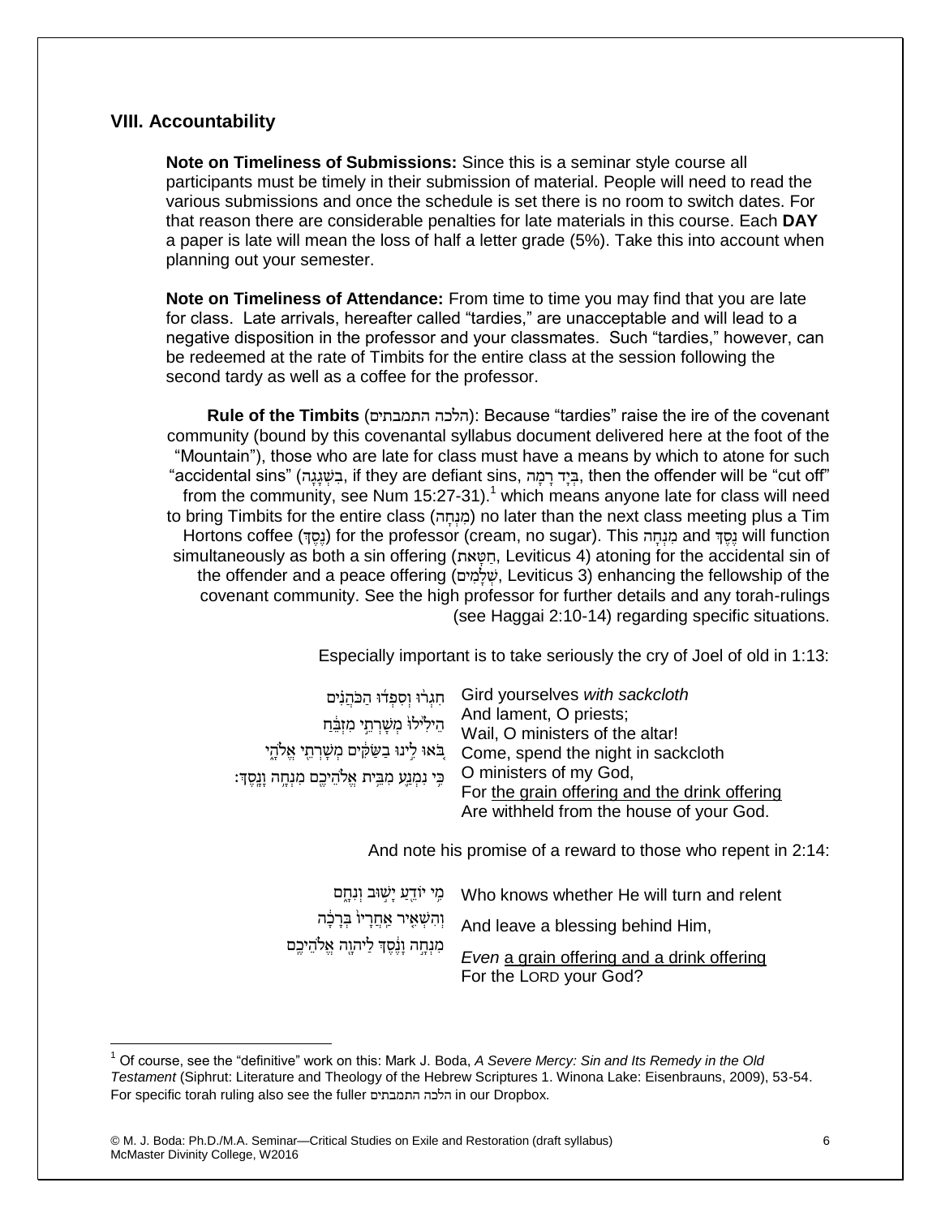## VIII. Accountability

**Note on Timeliness of Submissions:** Since this is a seminar style course all participants must be timely in their submission of material. People will need to read the various submissions and once the schedule is set there is no room to switch dates. For that reason there are considerable penalties for late materials in this course. Each **DAY** a paper is late will mean the loss of half a letter grade (5%). Take this into account when planning out your semester.

**Note on Timeliness of Attendance:** From time to time you may find that you are late for class. Late arrivals, hereafter called "tardies," are unacceptable and will lead to a negative disposition in the professor and your classmates. Such "tardies," however, can be redeemed at the rate of Timbits for the entire class at the session following the second tardy as well as a coffee for the professor.

**Rule of the Timbits** (הלכה התמבתים): Because "tardies" raise the ire of the covenant community (bound by this covenantal syllabus document delivered here at the foot of the "Mountain"), those who are late for class must have a means by which to atone for such "accidental sins" (בִשְׁגָגָה, if they are defiant sins, בְּיָד רָמָה, then the offender will be "cut off" from the community, see Num 15:27-31).[1] which means anyone late for class will need to bring Timbits for the entire class (מִנְחָה) no later than the next class meeting plus a Tim Hortons coffee (נֶסֶךְ) for the professor (cream, no sugar). This מִנְחָה and נֶסֶךְ will function simultaneously as both a sin offering (חַטָּאת, Leviticus 4) atoning for the accidental sin of the offender and a peace offering (שְׁלָמִים, Leviticus 3) enhancing the fellowship of the covenant community. See the high professor for further details and any torah-rulings (see Haggai 2:10-14) regarding specific situations.

Especially important is to take seriously the cry of Joel of old in 1:13:

| | |
|---|---|
| חִגְר֨וּ וְסִפְד֜וּ הַכֹּהֲנִ֗ים<br>הֵילִ֙ילוּ֙ מְשָׁרְתֵ֣י מִזְבֵּ֔חַ<br>בֹּ֚אוּ לִ֣ינוּ בַשַּׂקִּ֔ים מְשָׁרְתֵ֖י אֱלֹהָ֑י<br>כִּ֧י נִמְנַ֛ע מִבֵּ֥ית אֱלֹהֵיכֶ֖ם מִנְחָ֥ה וָנָֽסֶךְ׃ | Gird yourselves *with sackcloth*<br>And lament, O priests;<br>Wail, O ministers of the altar!<br>Come, spend the night in sackcloth<br>O ministers of my God,<br>For the grain offering and the drink offering<br>Are withheld from the house of your God. |

And note his promise of a reward to those who repent in 2:14:

| | |
|---|---|
| מִ֥י יוֹדֵ֖עַ יָשׁ֣וּב וְנִחָ֑ם | Who knows whether He will turn and relent |
| וְהִשְׁאִ֤יר אַחֲרָיו֙ בְּרָכָ֔ה | And leave a blessing behind Him, |
| מִנְחָ֣ה וָנֶ֔סֶךְ לַיהוָ֖ה אֱלֹהֵיכֶֽם | *Even* a grain offering and a drink offering<br>For the LORD your God? |

---

[1] Of course, see the "definitive" work on this: Mark J. Boda, *A Severe Mercy: Sin and Its Remedy in the Old Testament* (Siphrut: Literature and Theology of the Hebrew Scriptures 1. Winona Lake: Eisenbrauns, 2009), 53-54. For specific torah ruling also see the fuller הלכה התמבתים in our Dropbox.